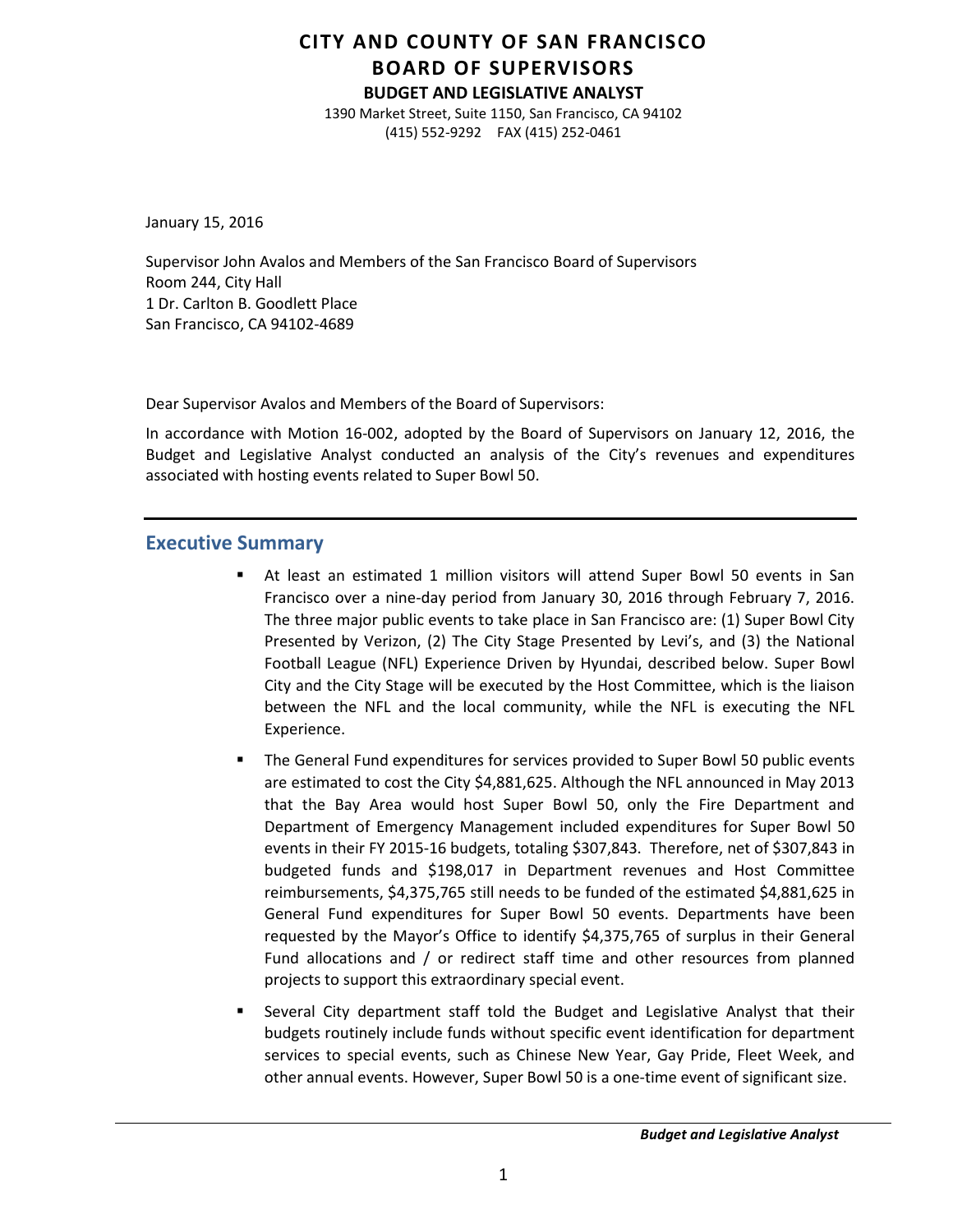# CITY AND COUNTY OF SAN FRANCISCO
# BOARD OF SUPERVISORS
### BUDGET AND LEGISLATIVE ANALYST

1390 Market Street, Suite 1150, San Francisco, CA 94102
(415) 552-9292 FAX (415) 252-0461

January 15, 2016

Supervisor John Avalos and Members of the San Francisco Board of Supervisors
Room 244, City Hall
1 Dr. Carlton B. Goodlett Place
San Francisco, CA 94102-4689

Dear Supervisor Avalos and Members of the Board of Supervisors:

In accordance with Motion 16-002, adopted by the Board of Supervisors on January 12, 2016, the Budget and Legislative Analyst conducted an analysis of the City's revenues and expenditures associated with hosting events related to Super Bowl 50.

## Executive Summary

- At least an estimated 1 million visitors will attend Super Bowl 50 events in San Francisco over a nine-day period from January 30, 2016 through February 7, 2016. The three major public events to take place in San Francisco are: (1) Super Bowl City Presented by Verizon, (2) The City Stage Presented by Levi's, and (3) the National Football League (NFL) Experience Driven by Hyundai, described below. Super Bowl City and the City Stage will be executed by the Host Committee, which is the liaison between the NFL and the local community, while the NFL is executing the NFL Experience.
- The General Fund expenditures for services provided to Super Bowl 50 public events are estimated to cost the City $4,881,625. Although the NFL announced in May 2013 that the Bay Area would host Super Bowl 50, only the Fire Department and Department of Emergency Management included expenditures for Super Bowl 50 events in their FY 2015-16 budgets, totaling $307,843. Therefore, net of $307,843 in budgeted funds and $198,017 in Department revenues and Host Committee reimbursements, $4,375,765 still needs to be funded of the estimated $4,881,625 in General Fund expenditures for Super Bowl 50 events. Departments have been requested by the Mayor's Office to identify $4,375,765 of surplus in their General Fund allocations and / or redirect staff time and other resources from planned projects to support this extraordinary special event.
- Several City department staff told the Budget and Legislative Analyst that their budgets routinely include funds without specific event identification for department services to special events, such as Chinese New Year, Gay Pride, Fleet Week, and other annual events. However, Super Bowl 50 is a one-time event of significant size.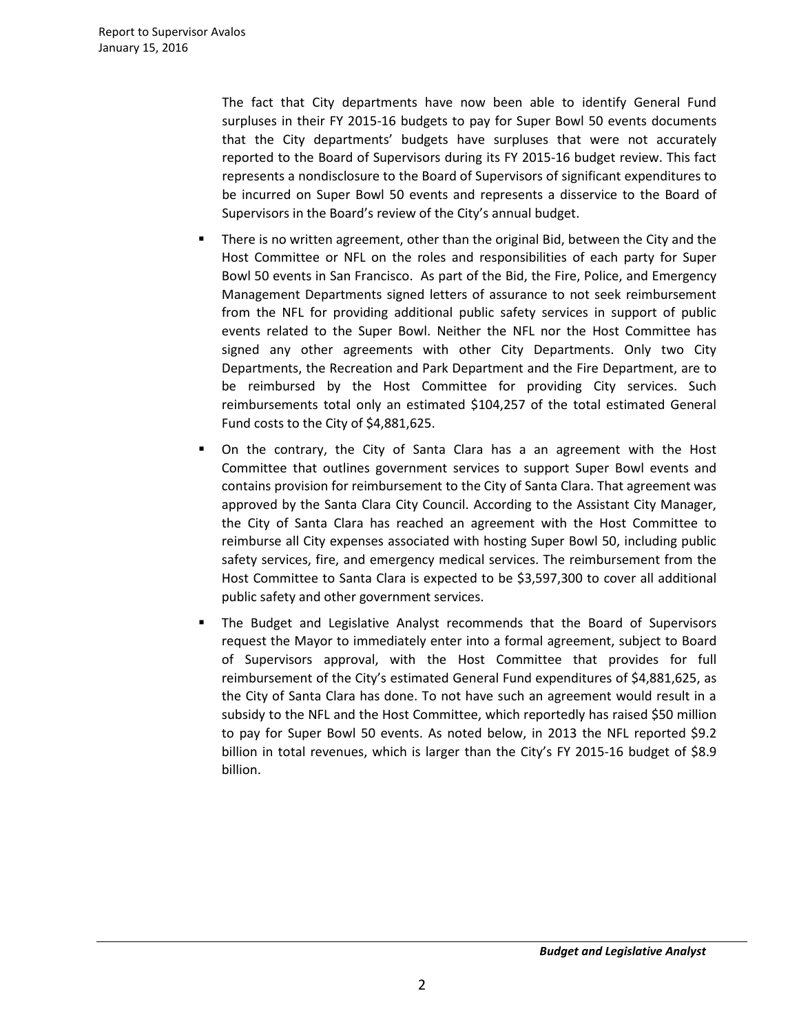The fact that City departments have now been able to identify General Fund surpluses in their FY 2015-16 budgets to pay for Super Bowl 50 events documents that the City departments' budgets have surpluses that were not accurately reported to the Board of Supervisors during its FY 2015-16 budget review. This fact represents a nondisclosure to the Board of Supervisors of significant expenditures to be incurred on Super Bowl 50 events and represents a disservice to the Board of Supervisors in the Board's review of the City's annual budget.

- There is no written agreement, other than the original Bid, between the City and the Host Committee or NFL on the roles and responsibilities of each party for Super Bowl 50 events in San Francisco. As part of the Bid, the Fire, Police, and Emergency Management Departments signed letters of assurance to not seek reimbursement from the NFL for providing additional public safety services in support of public events related to the Super Bowl. Neither the NFL nor the Host Committee has signed any other agreements with other City Departments. Only two City Departments, the Recreation and Park Department and the Fire Department, are to be reimbursed by the Host Committee for providing City services. Such reimbursements total only an estimated $104,257 of the total estimated General Fund costs to the City of $4,881,625.
- On the contrary, the City of Santa Clara has a an agreement with the Host Committee that outlines government services to support Super Bowl events and contains provision for reimbursement to the City of Santa Clara. That agreement was approved by the Santa Clara City Council. According to the Assistant City Manager, the City of Santa Clara has reached an agreement with the Host Committee to reimburse all City expenses associated with hosting Super Bowl 50, including public safety services, fire, and emergency medical services. The reimbursement from the Host Committee to Santa Clara is expected to be $3,597,300 to cover all additional public safety and other government services.
- The Budget and Legislative Analyst recommends that the Board of Supervisors request the Mayor to immediately enter into a formal agreement, subject to Board of Supervisors approval, with the Host Committee that provides for full reimbursement of the City's estimated General Fund expenditures of $4,881,625, as the City of Santa Clara has done. To not have such an agreement would result in a subsidy to the NFL and the Host Committee, which reportedly has raised $50 million to pay for Super Bowl 50 events. As noted below, in 2013 the NFL reported $9.2 billion in total revenues, which is larger than the City's FY 2015-16 budget of $8.9 billion.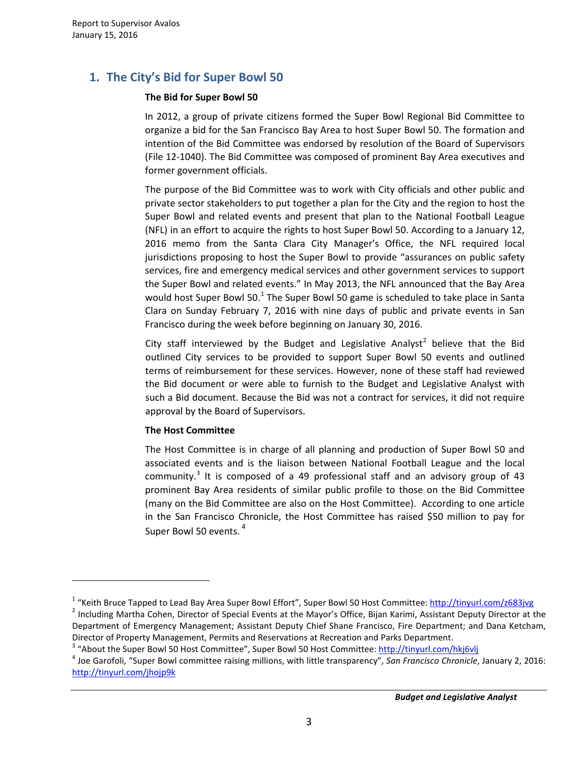## 1. The City's Bid for Super Bowl 50

### The Bid for Super Bowl 50

In 2012, a group of private citizens formed the Super Bowl Regional Bid Committee to organize a bid for the San Francisco Bay Area to host Super Bowl 50. The formation and intention of the Bid Committee was endorsed by resolution of the Board of Supervisors (File 12-1040). The Bid Committee was composed of prominent Bay Area executives and former government officials.

The purpose of the Bid Committee was to work with City officials and other public and private sector stakeholders to put together a plan for the City and the region to host the Super Bowl and related events and present that plan to the National Football League (NFL) in an effort to acquire the rights to host Super Bowl 50. According to a January 12, 2016 memo from the Santa Clara City Manager's Office, the NFL required local jurisdictions proposing to host the Super Bowl to provide "assurances on public safety services, fire and emergency medical services and other government services to support the Super Bowl and related events." In May 2013, the NFL announced that the Bay Area would host Super Bowl 50.[1] The Super Bowl 50 game is scheduled to take place in Santa Clara on Sunday February 7, 2016 with nine days of public and private events in San Francisco during the week before beginning on January 30, 2016.

City staff interviewed by the Budget and Legislative Analyst[2] believe that the Bid outlined City services to be provided to support Super Bowl 50 events and outlined terms of reimbursement for these services. However, none of these staff had reviewed the Bid document or were able to furnish to the Budget and Legislative Analyst with such a Bid document. Because the Bid was not a contract for services, it did not require approval by the Board of Supervisors.

### The Host Committee

The Host Committee is in charge of all planning and production of Super Bowl 50 and associated events and is the liaison between National Football League and the local community.[3] It is composed of a 49 professional staff and an advisory group of 43 prominent Bay Area residents of similar public profile to those on the Bid Committee (many on the Bid Committee are also on the Host Committee). According to one article in the San Francisco Chronicle, the Host Committee has raised $50 million to pay for Super Bowl 50 events.[4]

---

[1] "Keith Bruce Tapped to Lead Bay Area Super Bowl Effort", Super Bowl 50 Host Committee: http://tinyurl.com/z683jvg

[2] Including Martha Cohen, Director of Special Events at the Mayor's Office, Bijan Karimi, Assistant Deputy Director at the Department of Emergency Management; Assistant Deputy Chief Shane Francisco, Fire Department; and Dana Ketcham, Director of Property Management, Permits and Reservations at Recreation and Parks Department.

[3] "About the Super Bowl 50 Host Committee", Super Bowl 50 Host Committee: http://tinyurl.com/hkj6vlj

[4] Joe Garofoli, "Super Bowl committee raising millions, with little transparency", *San Francisco Chronicle*, January 2, 2016: http://tinyurl.com/jhojp9k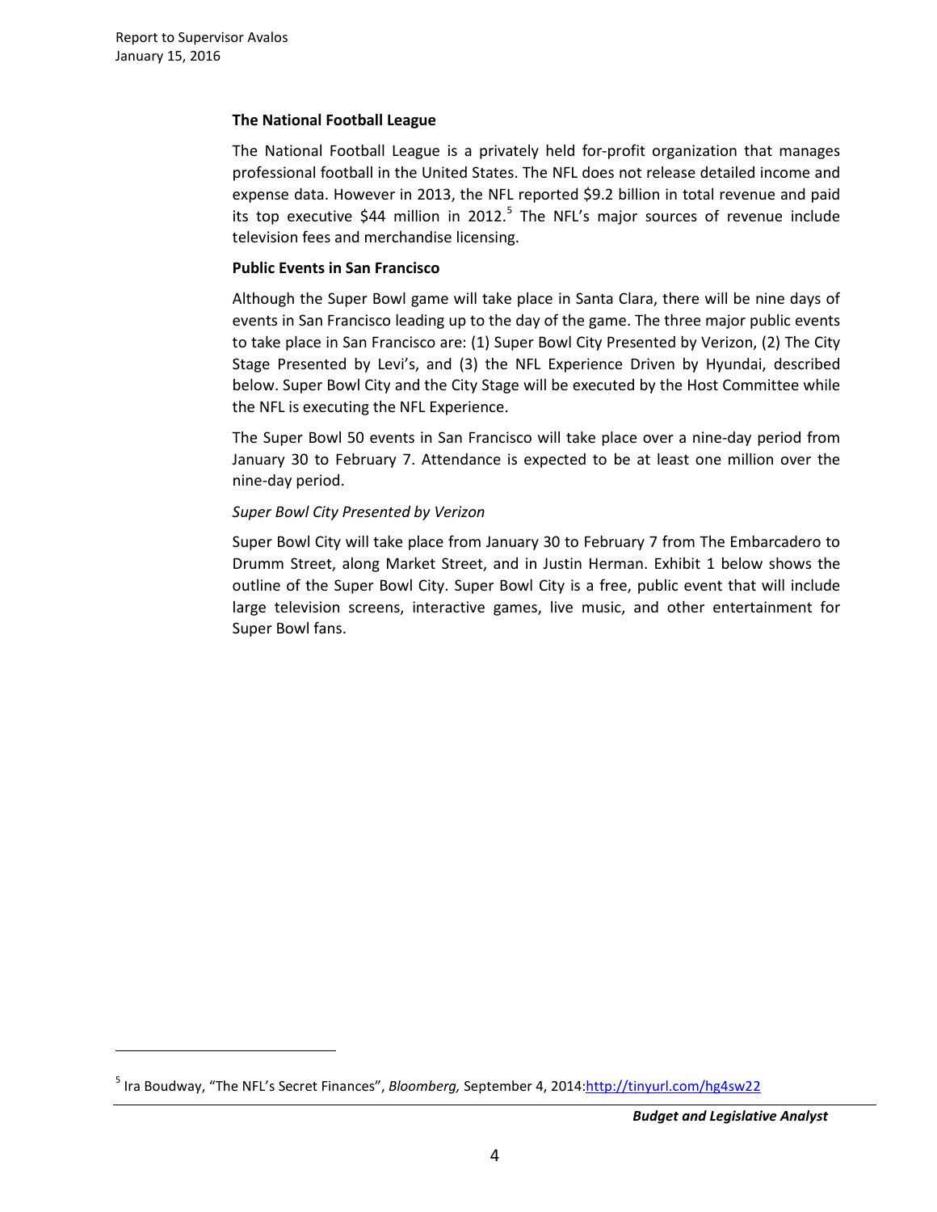### The National Football League

The National Football League is a privately held for-profit organization that manages professional football in the United States. The NFL does not release detailed income and expense data. However in 2013, the NFL reported $9.2 billion in total revenue and paid its top executive $44 million in 2012.[5] The NFL's major sources of revenue include television fees and merchandise licensing.

### Public Events in San Francisco

Although the Super Bowl game will take place in Santa Clara, there will be nine days of events in San Francisco leading up to the day of the game. The three major public events to take place in San Francisco are: (1) Super Bowl City Presented by Verizon, (2) The City Stage Presented by Levi's, and (3) the NFL Experience Driven by Hyundai, described below. Super Bowl City and the City Stage will be executed by the Host Committee while the NFL is executing the NFL Experience.

The Super Bowl 50 events in San Francisco will take place over a nine-day period from January 30 to February 7. Attendance is expected to be at least one million over the nine-day period.

*Super Bowl City Presented by Verizon*

Super Bowl City will take place from January 30 to February 7 from The Embarcadero to Drumm Street, along Market Street, and in Justin Herman. Exhibit 1 below shows the outline of the Super Bowl City. Super Bowl City is a free, public event that will include large television screens, interactive games, live music, and other entertainment for Super Bowl fans.

---

[5] Ira Boudway, "The NFL's Secret Finances", *Bloomberg,* September 4, 2014:http://tinyurl.com/hg4sw22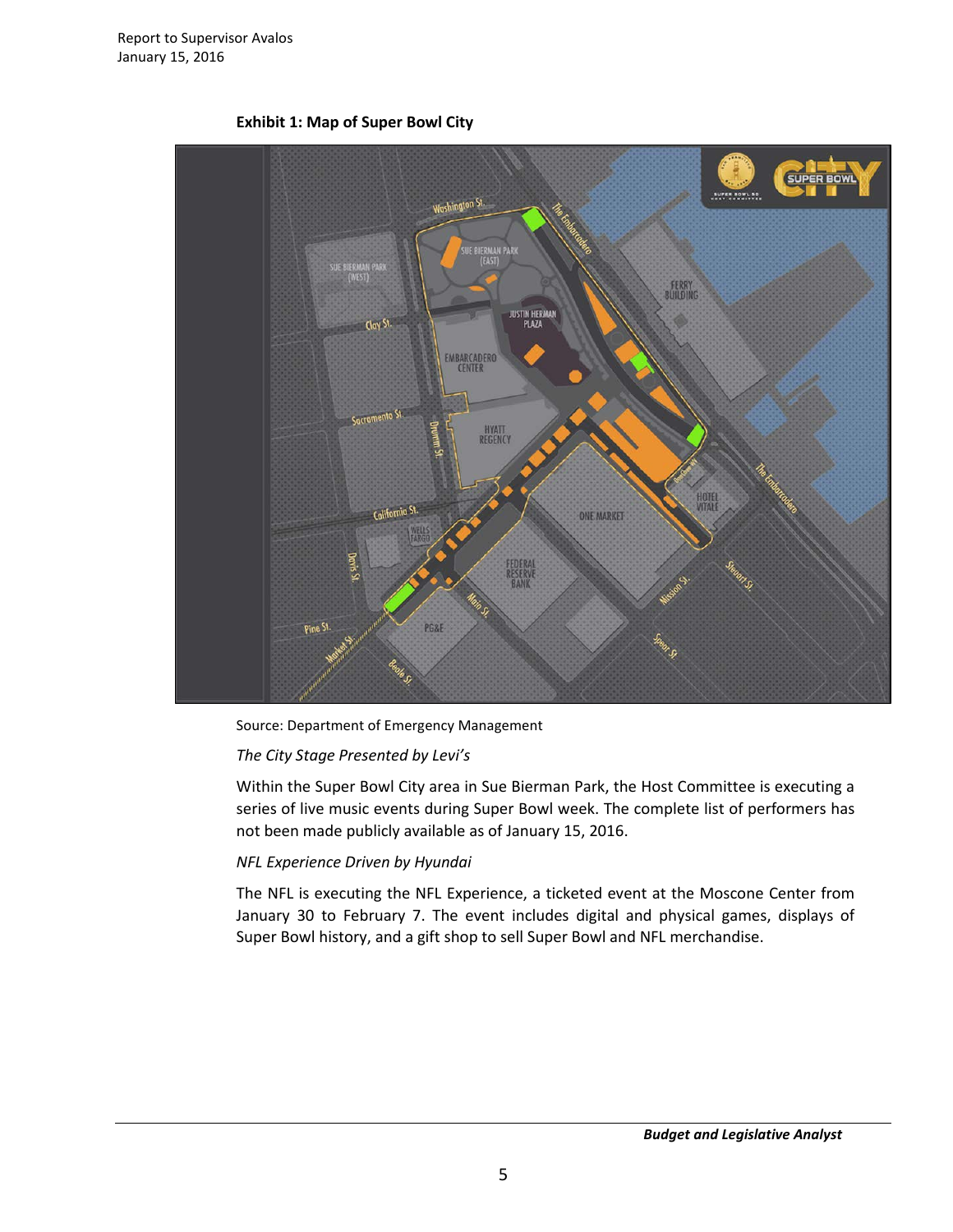**Exhibit 1: Map of Super Bowl City**

Source: Department of Emergency Management

*The City Stage Presented by Levi's*

Within the Super Bowl City area in Sue Bierman Park, the Host Committee is executing a series of live music events during Super Bowl week. The complete list of performers has not been made publicly available as of January 15, 2016.

*NFL Experience Driven by Hyundai*

The NFL is executing the NFL Experience, a ticketed event at the Moscone Center from January 30 to February 7. The event includes digital and physical games, displays of Super Bowl history, and a gift shop to sell Super Bowl and NFL merchandise.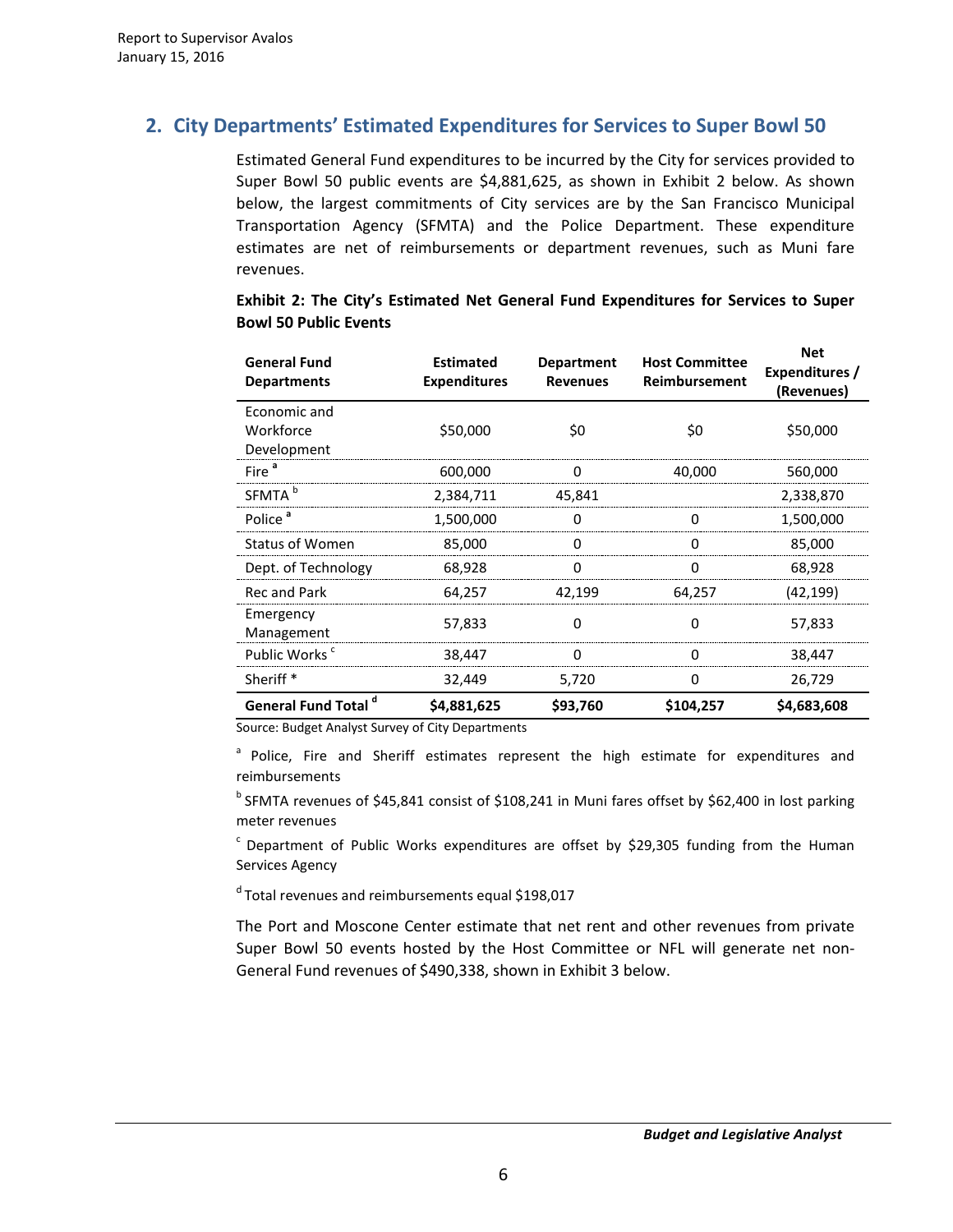## 2. City Departments' Estimated Expenditures for Services to Super Bowl 50

Estimated General Fund expenditures to be incurred by the City for services provided to Super Bowl 50 public events are $4,881,625, as shown in Exhibit 2 below. As shown below, the largest commitments of City services are by the San Francisco Municipal Transportation Agency (SFMTA) and the Police Department. These expenditure estimates are net of reimbursements or department revenues, such as Muni fare revenues.

**Exhibit 2: The City's Estimated Net General Fund Expenditures for Services to Super Bowl 50 Public Events**

| General Fund Departments | Estimated Expenditures | Department Revenues | Host Committee Reimbursement | Net Expenditures / (Revenues) |
|---|---|---|---|---|
| Economic and Workforce Development | $50,000 | $0 | $0 | $50,000 |
| Fire [a] | 600,000 | 0 | 40,000 | 560,000 |
| SFMTA [b] | 2,384,711 | 45,841 | | 2,338,870 |
| Police [a] | 1,500,000 | 0 | 0 | 1,500,000 |
| Status of Women | 85,000 | 0 | 0 | 85,000 |
| Dept. of Technology | 68,928 | 0 | 0 | 68,928 |
| Rec and Park | 64,257 | 42,199 | 64,257 | (42,199) |
| Emergency Management | 57,833 | 0 | 0 | 57,833 |
| Public Works [c] | 38,447 | 0 | 0 | 38,447 |
| Sheriff * | 32,449 | 5,720 | 0 | 26,729 |
| **General Fund Total [d]** | **$4,881,625** | **$93,760** | **$104,257** | **$4,683,608** |

Source: Budget Analyst Survey of City Departments

[a] Police, Fire and Sheriff estimates represent the high estimate for expenditures and reimbursements

[b] SFMTA revenues of $45,841 consist of $108,241 in Muni fares offset by $62,400 in lost parking meter revenues

[c] Department of Public Works expenditures are offset by $29,305 funding from the Human Services Agency

[d] Total revenues and reimbursements equal $198,017

The Port and Moscone Center estimate that net rent and other revenues from private Super Bowl 50 events hosted by the Host Committee or NFL will generate net non-General Fund revenues of $490,338, shown in Exhibit 3 below.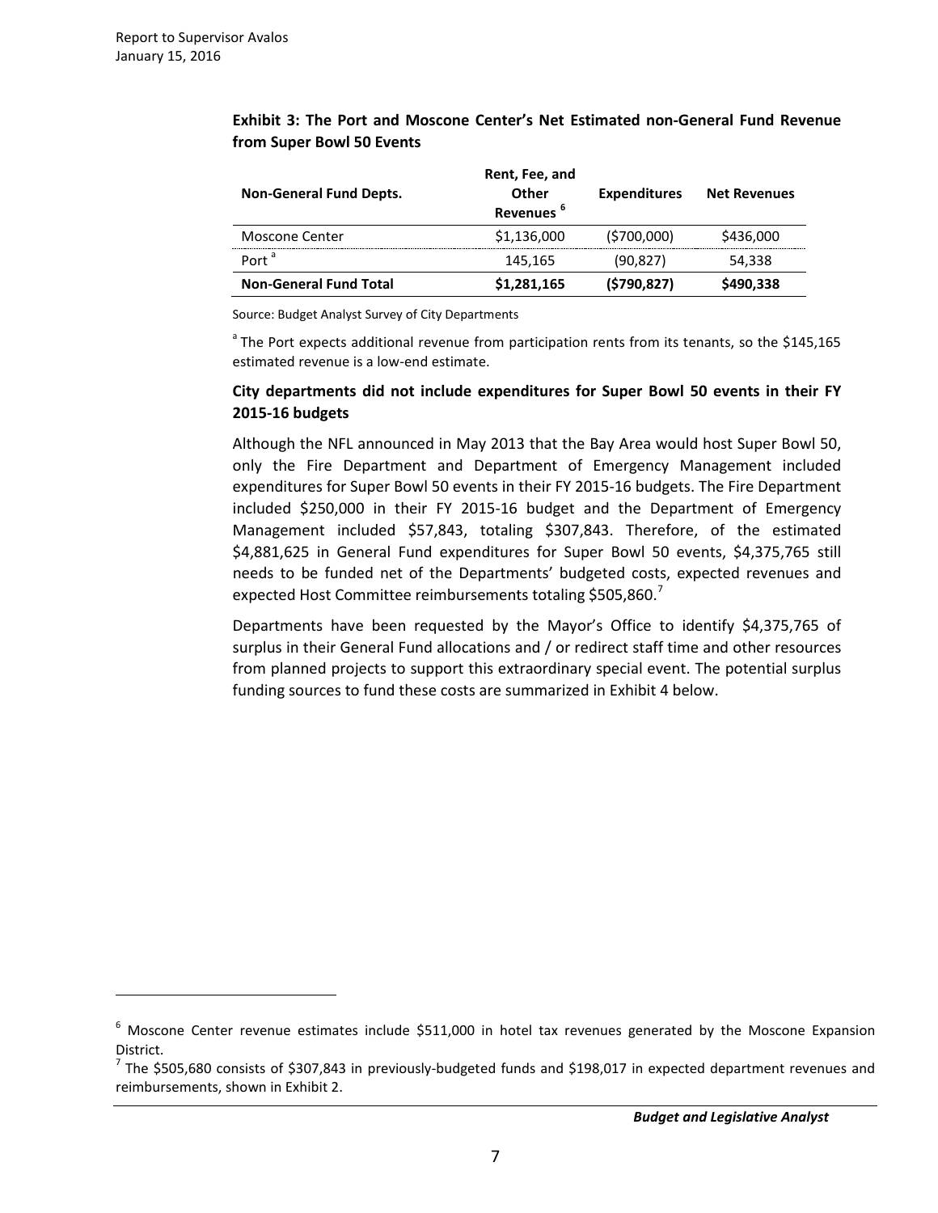**Exhibit 3: The Port and Moscone Center's Net Estimated non-General Fund Revenue from Super Bowl 50 Events**

| Non-General Fund Depts. | Rent, Fee, and Other Revenues [6] | Expenditures | Net Revenues |
|---|---|---|---|
| Moscone Center | $1,136,000 | ($700,000) | $436,000 |
| Port [a] | 145,165 | (90,827) | 54,338 |
| **Non-General Fund Total** | **$1,281,165** | **($790,827)** | **$490,338** |

Source: Budget Analyst Survey of City Departments

[a] The Port expects additional revenue from participation rents from its tenants, so the $145,165 estimated revenue is a low-end estimate.

**City departments did not include expenditures for Super Bowl 50 events in their FY 2015-16 budgets**

Although the NFL announced in May 2013 that the Bay Area would host Super Bowl 50, only the Fire Department and Department of Emergency Management included expenditures for Super Bowl 50 events in their FY 2015-16 budgets. The Fire Department included $250,000 in their FY 2015-16 budget and the Department of Emergency Management included $57,843, totaling $307,843. Therefore, of the estimated $4,881,625 in General Fund expenditures for Super Bowl 50 events, $4,375,765 still needs to be funded net of the Departments' budgeted costs, expected revenues and expected Host Committee reimbursements totaling $505,860.[7]

Departments have been requested by the Mayor's Office to identify $4,375,765 of surplus in their General Fund allocations and / or redirect staff time and other resources from planned projects to support this extraordinary special event. The potential surplus funding sources to fund these costs are summarized in Exhibit 4 below.

---

[6] Moscone Center revenue estimates include $511,000 in hotel tax revenues generated by the Moscone Expansion District.

[7] The $505,680 consists of $307,843 in previously-budgeted funds and $198,017 in expected department revenues and reimbursements, shown in Exhibit 2.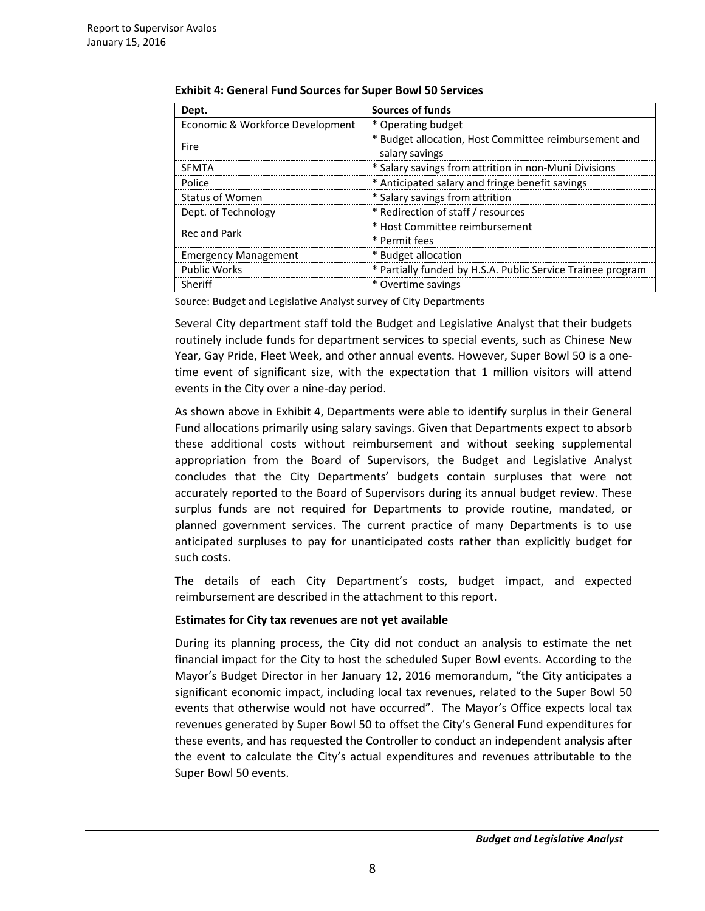**Exhibit 4: General Fund Sources for Super Bowl 50 Services**

| Dept. | Sources of funds |
| --- | --- |
| Economic & Workforce Development | * Operating budget |
| Fire | * Budget allocation, Host Committee reimbursement and salary savings |
| SFMTA | * Salary savings from attrition in non-Muni Divisions |
| Police | * Anticipated salary and fringe benefit savings |
| Status of Women | * Salary savings from attrition |
| Dept. of Technology | * Redirection of staff / resources |
| Rec and Park | * Host Committee reimbursement<br>* Permit fees |
| Emergency Management | * Budget allocation |
| Public Works | * Partially funded by H.S.A. Public Service Trainee program |
| Sheriff | * Overtime savings |

Source: Budget and Legislative Analyst survey of City Departments

Several City department staff told the Budget and Legislative Analyst that their budgets routinely include funds for department services to special events, such as Chinese New Year, Gay Pride, Fleet Week, and other annual events. However, Super Bowl 50 is a one-time event of significant size, with the expectation that 1 million visitors will attend events in the City over a nine-day period.

As shown above in Exhibit 4, Departments were able to identify surplus in their General Fund allocations primarily using salary savings. Given that Departments expect to absorb these additional costs without reimbursement and without seeking supplemental appropriation from the Board of Supervisors, the Budget and Legislative Analyst concludes that the City Departments' budgets contain surpluses that were not accurately reported to the Board of Supervisors during its annual budget review. These surplus funds are not required for Departments to provide routine, mandated, or planned government services. The current practice of many Departments is to use anticipated surpluses to pay for unanticipated costs rather than explicitly budget for such costs.

The details of each City Department's costs, budget impact, and expected reimbursement are described in the attachment to this report.

**Estimates for City tax revenues are not yet available**

During its planning process, the City did not conduct an analysis to estimate the net financial impact for the City to host the scheduled Super Bowl events. According to the Mayor's Budget Director in her January 12, 2016 memorandum, "the City anticipates a significant economic impact, including local tax revenues, related to the Super Bowl 50 events that otherwise would not have occurred". The Mayor's Office expects local tax revenues generated by Super Bowl 50 to offset the City's General Fund expenditures for these events, and has requested the Controller to conduct an independent analysis after the event to calculate the City's actual expenditures and revenues attributable to the Super Bowl 50 events.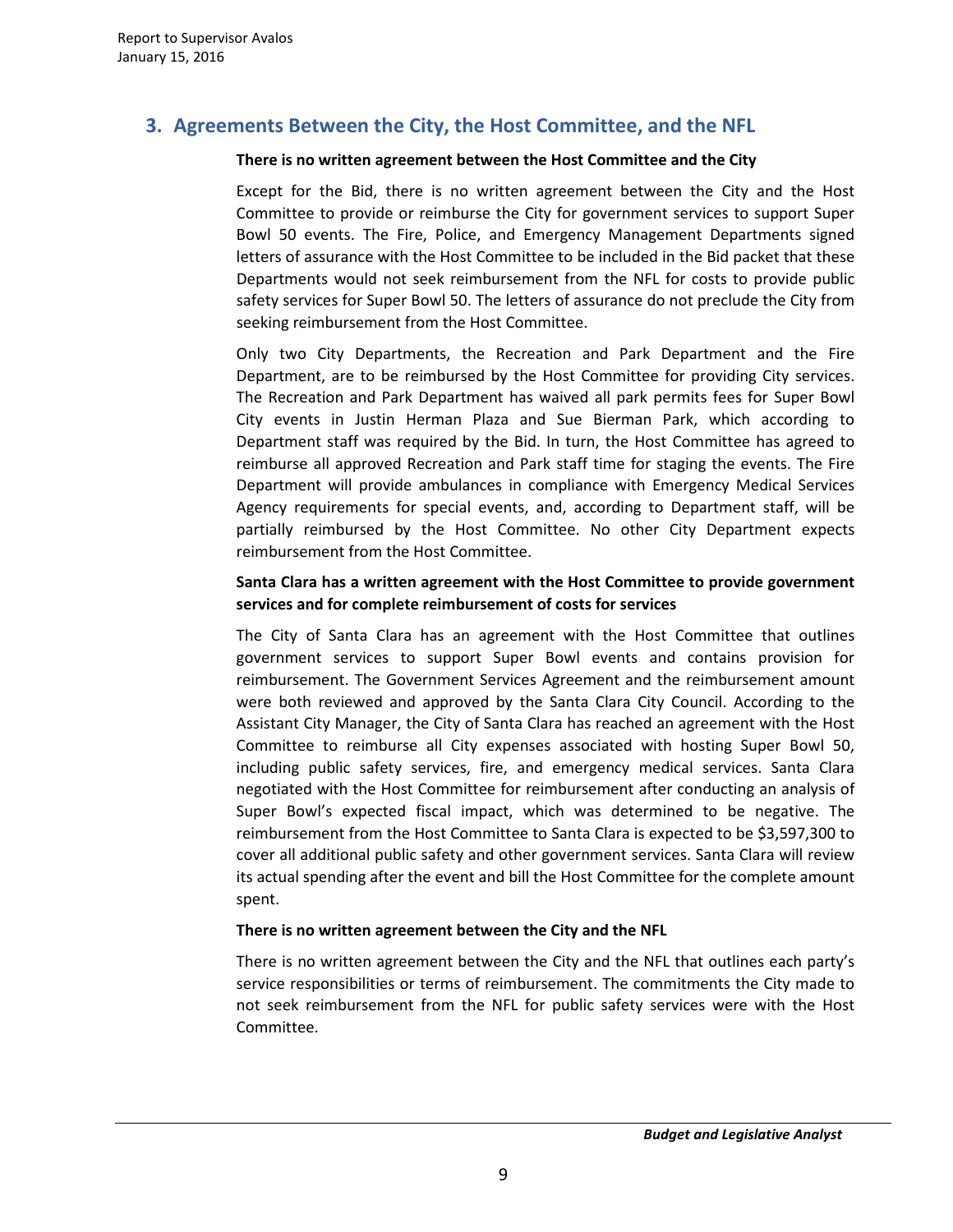## 3. Agreements Between the City, the Host Committee, and the NFL

**There is no written agreement between the Host Committee and the City**

Except for the Bid, there is no written agreement between the City and the Host Committee to provide or reimburse the City for government services to support Super Bowl 50 events. The Fire, Police, and Emergency Management Departments signed letters of assurance with the Host Committee to be included in the Bid packet that these Departments would not seek reimbursement from the NFL for costs to provide public safety services for Super Bowl 50. The letters of assurance do not preclude the City from seeking reimbursement from the Host Committee.

Only two City Departments, the Recreation and Park Department and the Fire Department, are to be reimbursed by the Host Committee for providing City services. The Recreation and Park Department has waived all park permits fees for Super Bowl City events in Justin Herman Plaza and Sue Bierman Park, which according to Department staff was required by the Bid. In turn, the Host Committee has agreed to reimburse all approved Recreation and Park staff time for staging the events. The Fire Department will provide ambulances in compliance with Emergency Medical Services Agency requirements for special events, and, according to Department staff, will be partially reimbursed by the Host Committee. No other City Department expects reimbursement from the Host Committee.

**Santa Clara has a written agreement with the Host Committee to provide government services and for complete reimbursement of costs for services**

The City of Santa Clara has an agreement with the Host Committee that outlines government services to support Super Bowl events and contains provision for reimbursement. The Government Services Agreement and the reimbursement amount were both reviewed and approved by the Santa Clara City Council. According to the Assistant City Manager, the City of Santa Clara has reached an agreement with the Host Committee to reimburse all City expenses associated with hosting Super Bowl 50, including public safety services, fire, and emergency medical services. Santa Clara negotiated with the Host Committee for reimbursement after conducting an analysis of Super Bowl's expected fiscal impact, which was determined to be negative. The reimbursement from the Host Committee to Santa Clara is expected to be $3,597,300 to cover all additional public safety and other government services. Santa Clara will review its actual spending after the event and bill the Host Committee for the complete amount spent.

**There is no written agreement between the City and the NFL**

There is no written agreement between the City and the NFL that outlines each party's service responsibilities or terms of reimbursement. The commitments the City made to not seek reimbursement from the NFL for public safety services were with the Host Committee.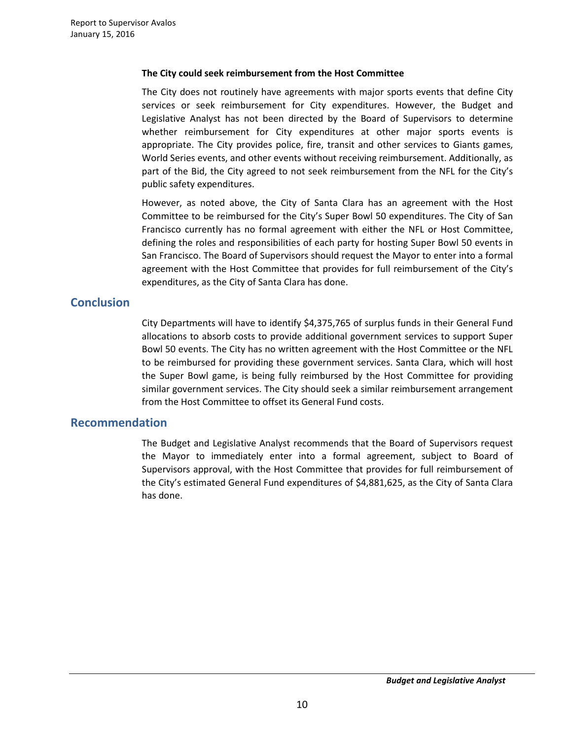**The City could seek reimbursement from the Host Committee**

The City does not routinely have agreements with major sports events that define City services or seek reimbursement for City expenditures. However, the Budget and Legislative Analyst has not been directed by the Board of Supervisors to determine whether reimbursement for City expenditures at other major sports events is appropriate. The City provides police, fire, transit and other services to Giants games, World Series events, and other events without receiving reimbursement. Additionally, as part of the Bid, the City agreed to not seek reimbursement from the NFL for the City's public safety expenditures.

However, as noted above, the City of Santa Clara has an agreement with the Host Committee to be reimbursed for the City's Super Bowl 50 expenditures. The City of San Francisco currently has no formal agreement with either the NFL or Host Committee, defining the roles and responsibilities of each party for hosting Super Bowl 50 events in San Francisco. The Board of Supervisors should request the Mayor to enter into a formal agreement with the Host Committee that provides for full reimbursement of the City's expenditures, as the City of Santa Clara has done.

## Conclusion

City Departments will have to identify $4,375,765 of surplus funds in their General Fund allocations to absorb costs to provide additional government services to support Super Bowl 50 events. The City has no written agreement with the Host Committee or the NFL to be reimbursed for providing these government services. Santa Clara, which will host the Super Bowl game, is being fully reimbursed by the Host Committee for providing similar government services. The City should seek a similar reimbursement arrangement from the Host Committee to offset its General Fund costs.

## Recommendation

The Budget and Legislative Analyst recommends that the Board of Supervisors request the Mayor to immediately enter into a formal agreement, subject to Board of Supervisors approval, with the Host Committee that provides for full reimbursement of the City's estimated General Fund expenditures of $4,881,625, as the City of Santa Clara has done.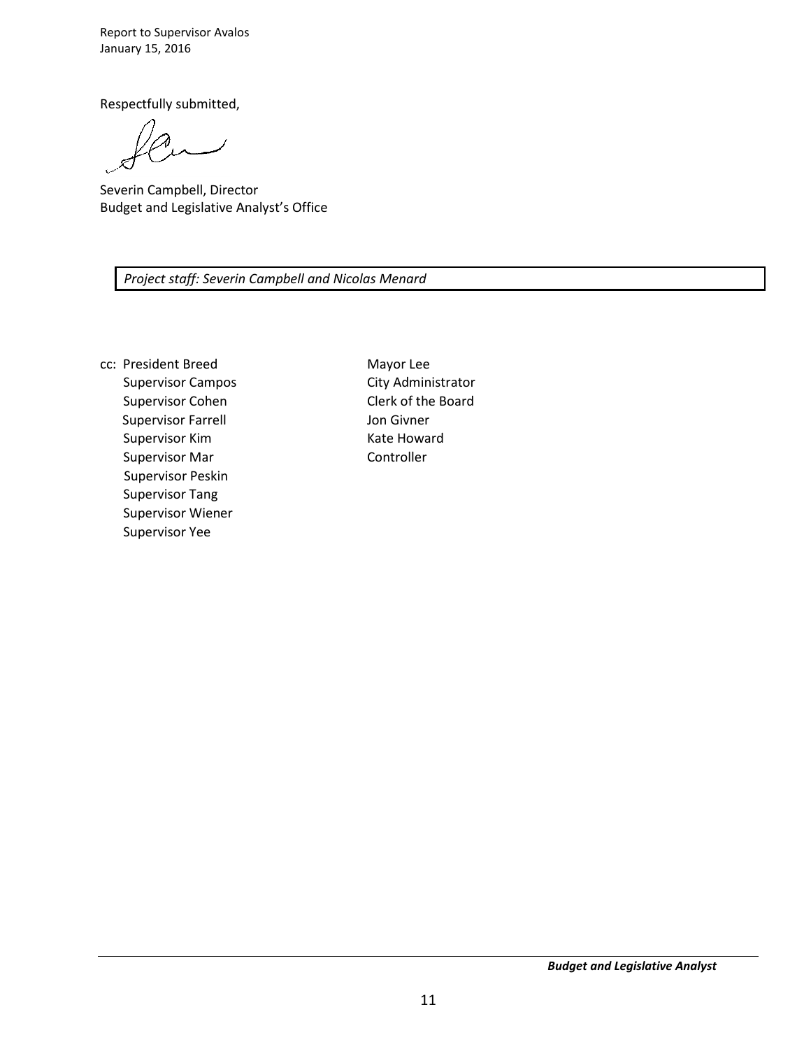Respectfully submitted,

Severin Campbell, Director
Budget and Legislative Analyst's Office

*Project staff: Severin Campbell and Nicolas Menard*

cc: President Breed
Supervisor Campos
Supervisor Cohen
Supervisor Farrell
Supervisor Kim
Supervisor Mar
Supervisor Peskin
Supervisor Tang
Supervisor Wiener
Supervisor Yee
Mayor Lee
City Administrator
Clerk of the Board
Jon Givner
Kate Howard
Controller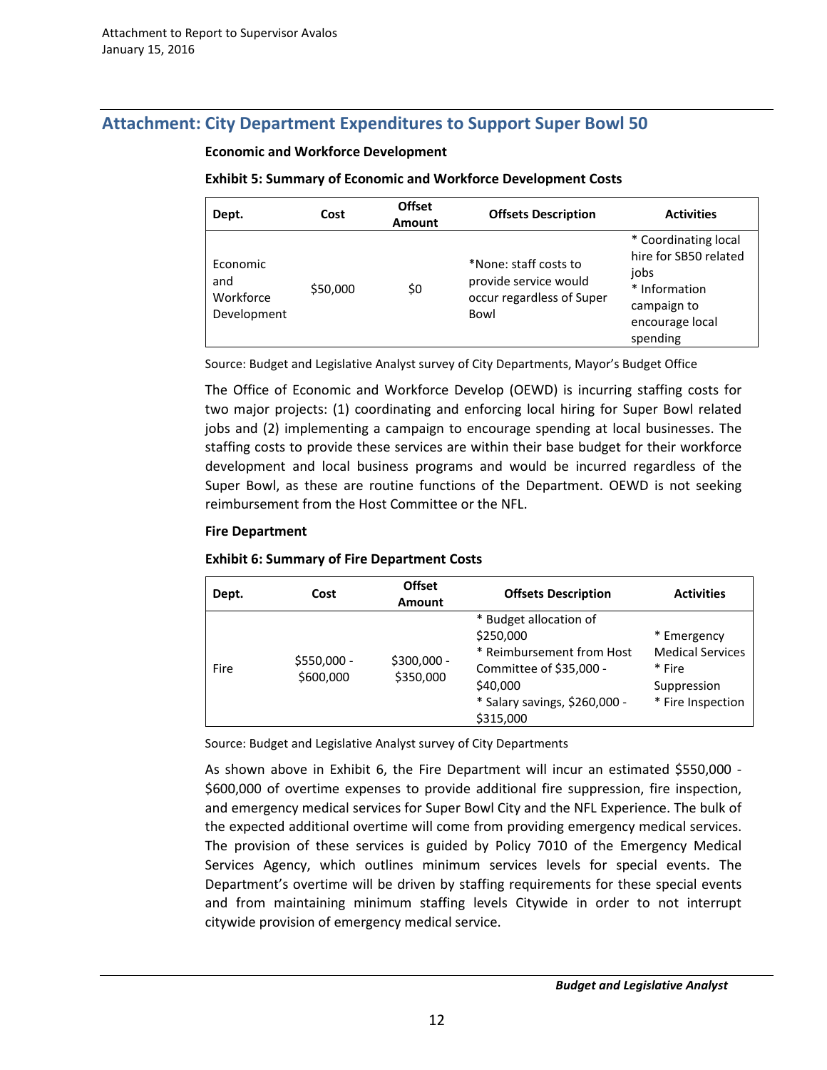## Attachment: City Department Expenditures to Support Super Bowl 50

**Economic and Workforce Development**

**Exhibit 5: Summary of Economic and Workforce Development Costs**

| Dept. | Cost | Offset Amount | Offsets Description | Activities |
|---|---|---|---|---|
| Economic and Workforce Development | $50,000 | $0 | *None: staff costs to provide service would occur regardless of Super Bowl | * Coordinating local hire for SB50 related jobs<br>* Information campaign to encourage local spending |

Source: Budget and Legislative Analyst survey of City Departments, Mayor's Budget Office

The Office of Economic and Workforce Develop (OEWD) is incurring staffing costs for two major projects: (1) coordinating and enforcing local hiring for Super Bowl related jobs and (2) implementing a campaign to encourage spending at local businesses. The staffing costs to provide these services are within their base budget for their workforce development and local business programs and would be incurred regardless of the Super Bowl, as these are routine functions of the Department. OEWD is not seeking reimbursement from the Host Committee or the NFL.

**Fire Department**

**Exhibit 6: Summary of Fire Department Costs**

| Dept. | Cost | Offset Amount | Offsets Description | Activities |
|---|---|---|---|---|
| Fire | $550,000 - $600,000 | $300,000 - $350,000 | * Budget allocation of $250,000<br>* Reimbursement from Host Committee of $35,000 - $40,000<br>* Salary savings, $260,000 - $315,000 | * Emergency Medical Services<br>* Fire Suppression<br>* Fire Inspection |

Source: Budget and Legislative Analyst survey of City Departments

As shown above in Exhibit 6, the Fire Department will incur an estimated $550,000 - $600,000 of overtime expenses to provide additional fire suppression, fire inspection, and emergency medical services for Super Bowl City and the NFL Experience. The bulk of the expected additional overtime will come from providing emergency medical services. The provision of these services is guided by Policy 7010 of the Emergency Medical Services Agency, which outlines minimum services levels for special events. The Department's overtime will be driven by staffing requirements for these special events and from maintaining minimum staffing levels Citywide in order to not interrupt citywide provision of emergency medical service.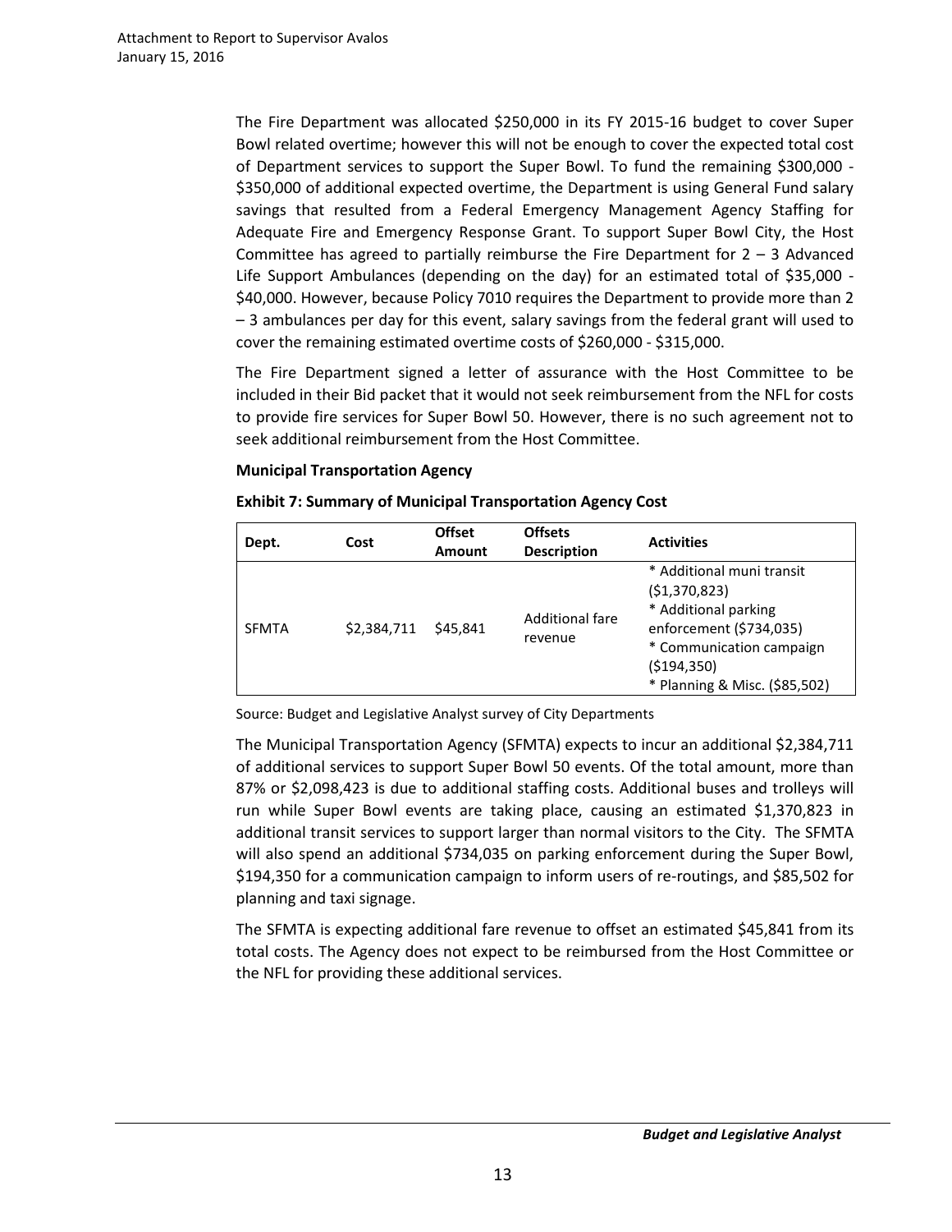The Fire Department was allocated $250,000 in its FY 2015-16 budget to cover Super Bowl related overtime; however this will not be enough to cover the expected total cost of Department services to support the Super Bowl. To fund the remaining $300,000 - $350,000 of additional expected overtime, the Department is using General Fund salary savings that resulted from a Federal Emergency Management Agency Staffing for Adequate Fire and Emergency Response Grant. To support Super Bowl City, the Host Committee has agreed to partially reimburse the Fire Department for 2 – 3 Advanced Life Support Ambulances (depending on the day) for an estimated total of $35,000 - $40,000. However, because Policy 7010 requires the Department to provide more than 2 – 3 ambulances per day for this event, salary savings from the federal grant will used to cover the remaining estimated overtime costs of $260,000 - $315,000.

The Fire Department signed a letter of assurance with the Host Committee to be included in their Bid packet that it would not seek reimbursement from the NFL for costs to provide fire services for Super Bowl 50. However, there is no such agreement not to seek additional reimbursement from the Host Committee.

**Municipal Transportation Agency**

**Exhibit 7: Summary of Municipal Transportation Agency Cost**

| Dept. | Cost | Offset Amount | Offsets Description | Activities |
|---|---|---|---|---|
| SFMTA | $2,384,711 | $45,841 | Additional fare revenue | * Additional muni transit ($1,370,823)<br>* Additional parking enforcement ($734,035)<br>* Communication campaign ($194,350)<br>* Planning & Misc. ($85,502) |

Source: Budget and Legislative Analyst survey of City Departments

The Municipal Transportation Agency (SFMTA) expects to incur an additional $2,384,711 of additional services to support Super Bowl 50 events. Of the total amount, more than 87% or $2,098,423 is due to additional staffing costs. Additional buses and trolleys will run while Super Bowl events are taking place, causing an estimated $1,370,823 in additional transit services to support larger than normal visitors to the City. The SFMTA will also spend an additional $734,035 on parking enforcement during the Super Bowl, $194,350 for a communication campaign to inform users of re-routings, and $85,502 for planning and taxi signage.

The SFMTA is expecting additional fare revenue to offset an estimated $45,841 from its total costs. The Agency does not expect to be reimbursed from the Host Committee or the NFL for providing these additional services.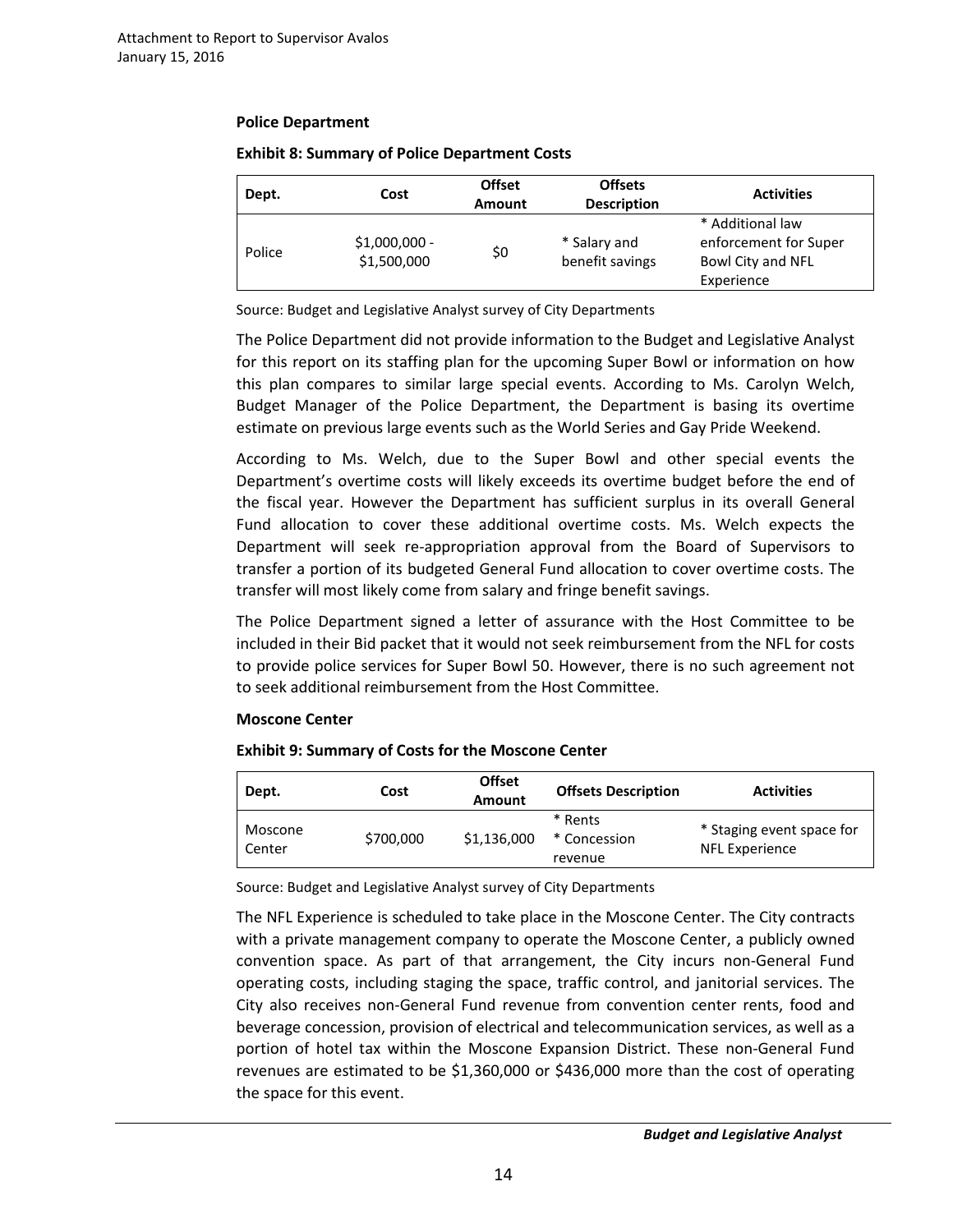**Police Department**

**Exhibit 8: Summary of Police Department Costs**

| Dept. | Cost | Offset Amount | Offsets Description | Activities |
|---|---|---|---|---|
| Police | $1,000,000 - $1,500,000 | $0 | * Salary and benefit savings | * Additional law enforcement for Super Bowl City and NFL Experience |

Source: Budget and Legislative Analyst survey of City Departments

The Police Department did not provide information to the Budget and Legislative Analyst for this report on its staffing plan for the upcoming Super Bowl or information on how this plan compares to similar large special events. According to Ms. Carolyn Welch, Budget Manager of the Police Department, the Department is basing its overtime estimate on previous large events such as the World Series and Gay Pride Weekend.

According to Ms. Welch, due to the Super Bowl and other special events the Department's overtime costs will likely exceeds its overtime budget before the end of the fiscal year. However the Department has sufficient surplus in its overall General Fund allocation to cover these additional overtime costs. Ms. Welch expects the Department will seek re-appropriation approval from the Board of Supervisors to transfer a portion of its budgeted General Fund allocation to cover overtime costs. The transfer will most likely come from salary and fringe benefit savings.

The Police Department signed a letter of assurance with the Host Committee to be included in their Bid packet that it would not seek reimbursement from the NFL for costs to provide police services for Super Bowl 50. However, there is no such agreement not to seek additional reimbursement from the Host Committee.

**Moscone Center**

**Exhibit 9: Summary of Costs for the Moscone Center**

| Dept. | Cost | Offset Amount | Offsets Description | Activities |
|---|---|---|---|---|
| Moscone Center | $700,000 | $1,136,000 | * Rents<br>* Concession revenue | * Staging event space for NFL Experience |

Source: Budget and Legislative Analyst survey of City Departments

The NFL Experience is scheduled to take place in the Moscone Center. The City contracts with a private management company to operate the Moscone Center, a publicly owned convention space. As part of that arrangement, the City incurs non-General Fund operating costs, including staging the space, traffic control, and janitorial services. The City also receives non-General Fund revenue from convention center rents, food and beverage concession, provision of electrical and telecommunication services, as well as a portion of hotel tax within the Moscone Expansion District. These non-General Fund revenues are estimated to be $1,360,000 or $436,000 more than the cost of operating the space for this event.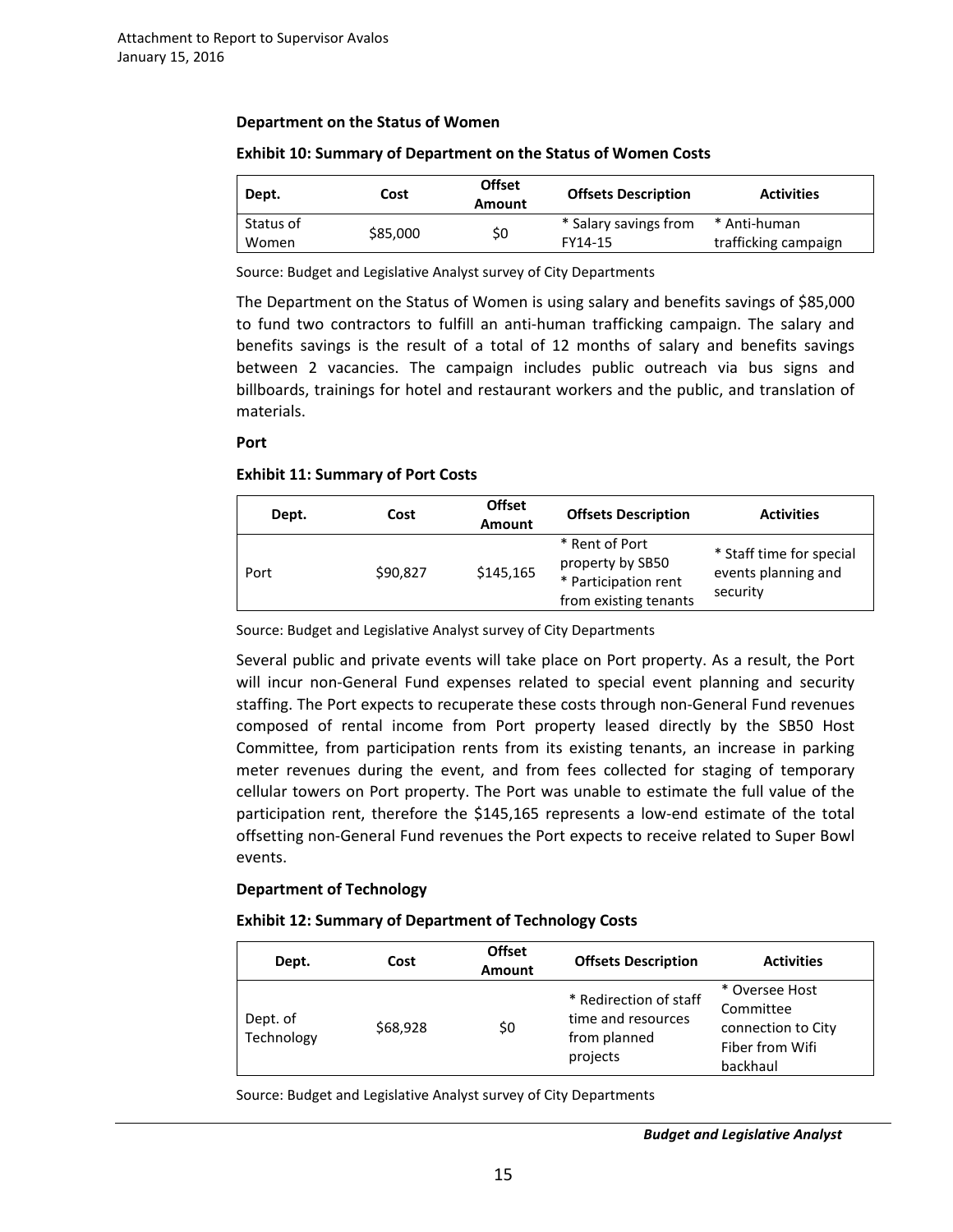**Department on the Status of Women**

**Exhibit 10: Summary of Department on the Status of Women Costs**

| Dept. | Cost | Offset Amount | Offsets Description | Activities |
|---|---|---|---|---|
| Status of Women | $85,000 | $0 | * Salary savings from FY14-15 | * Anti-human trafficking campaign |

Source: Budget and Legislative Analyst survey of City Departments

The Department on the Status of Women is using salary and benefits savings of $85,000 to fund two contractors to fulfill an anti-human trafficking campaign. The salary and benefits savings is the result of a total of 12 months of salary and benefits savings between 2 vacancies. The campaign includes public outreach via bus signs and billboards, trainings for hotel and restaurant workers and the public, and translation of materials.

**Port**

**Exhibit 11: Summary of Port Costs**

| Dept. | Cost | Offset Amount | Offsets Description | Activities |
|---|---|---|---|---|
| Port | $90,827 | $145,165 | * Rent of Port property by SB50 * Participation rent from existing tenants | * Staff time for special events planning and security |

Source: Budget and Legislative Analyst survey of City Departments

Several public and private events will take place on Port property. As a result, the Port will incur non-General Fund expenses related to special event planning and security staffing. The Port expects to recuperate these costs through non-General Fund revenues composed of rental income from Port property leased directly by the SB50 Host Committee, from participation rents from its existing tenants, an increase in parking meter revenues during the event, and from fees collected for staging of temporary cellular towers on Port property. The Port was unable to estimate the full value of the participation rent, therefore the $145,165 represents a low-end estimate of the total offsetting non-General Fund revenues the Port expects to receive related to Super Bowl events.

**Department of Technology**

**Exhibit 12: Summary of Department of Technology Costs**

| Dept. | Cost | Offset Amount | Offsets Description | Activities |
|---|---|---|---|---|
| Dept. of Technology | $68,928 | $0 | * Redirection of staff time and resources from planned projects | * Oversee Host Committee connection to City Fiber from Wifi backhaul |

Source: Budget and Legislative Analyst survey of City Departments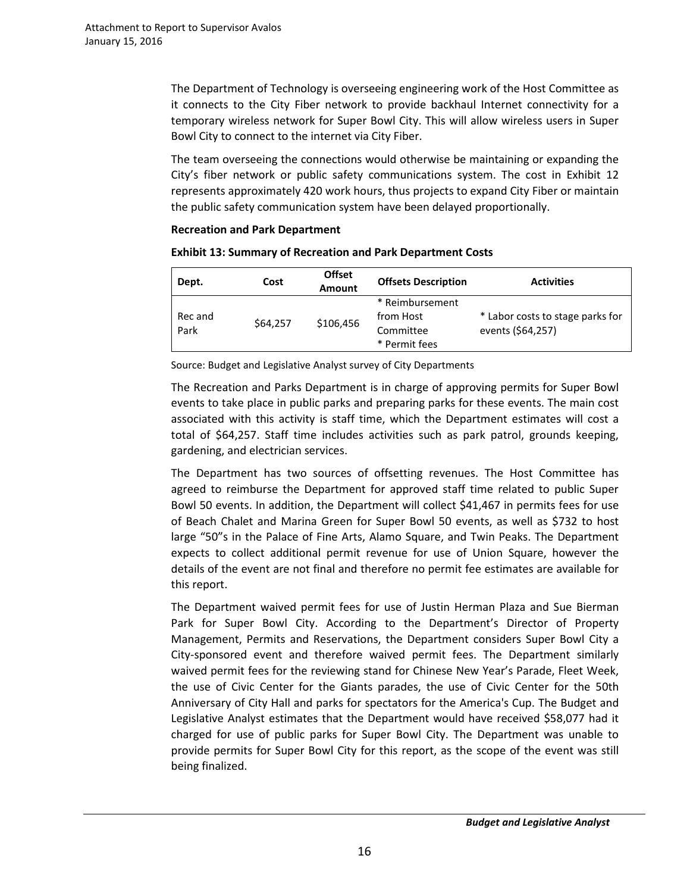The Department of Technology is overseeing engineering work of the Host Committee as it connects to the City Fiber network to provide backhaul Internet connectivity for a temporary wireless network for Super Bowl City. This will allow wireless users in Super Bowl City to connect to the internet via City Fiber.

The team overseeing the connections would otherwise be maintaining or expanding the City's fiber network or public safety communications system. The cost in Exhibit 12 represents approximately 420 work hours, thus projects to expand City Fiber or maintain the public safety communication system have been delayed proportionally.

**Recreation and Park Department**

**Exhibit 13: Summary of Recreation and Park Department Costs**

| Dept. | Cost | Offset Amount | Offsets Description | Activities |
|---|---|---|---|---|
| Rec and Park | $64,257 | $106,456 | * Reimbursement from Host Committee<br>* Permit fees | * Labor costs to stage parks for events ($64,257) |

Source: Budget and Legislative Analyst survey of City Departments

The Recreation and Parks Department is in charge of approving permits for Super Bowl events to take place in public parks and preparing parks for these events. The main cost associated with this activity is staff time, which the Department estimates will cost a total of $64,257. Staff time includes activities such as park patrol, grounds keeping, gardening, and electrician services.

The Department has two sources of offsetting revenues. The Host Committee has agreed to reimburse the Department for approved staff time related to public Super Bowl 50 events. In addition, the Department will collect $41,467 in permits fees for use of Beach Chalet and Marina Green for Super Bowl 50 events, as well as $732 to host large "50"s in the Palace of Fine Arts, Alamo Square, and Twin Peaks. The Department expects to collect additional permit revenue for use of Union Square, however the details of the event are not final and therefore no permit fee estimates are available for this report.

The Department waived permit fees for use of Justin Herman Plaza and Sue Bierman Park for Super Bowl City. According to the Department's Director of Property Management, Permits and Reservations, the Department considers Super Bowl City a City-sponsored event and therefore waived permit fees. The Department similarly waived permit fees for the reviewing stand for Chinese New Year's Parade, Fleet Week, the use of Civic Center for the Giants parades, the use of Civic Center for the 50th Anniversary of City Hall and parks for spectators for the America's Cup. The Budget and Legislative Analyst estimates that the Department would have received $58,077 had it charged for use of public parks for Super Bowl City. The Department was unable to provide permits for Super Bowl City for this report, as the scope of the event was still being finalized.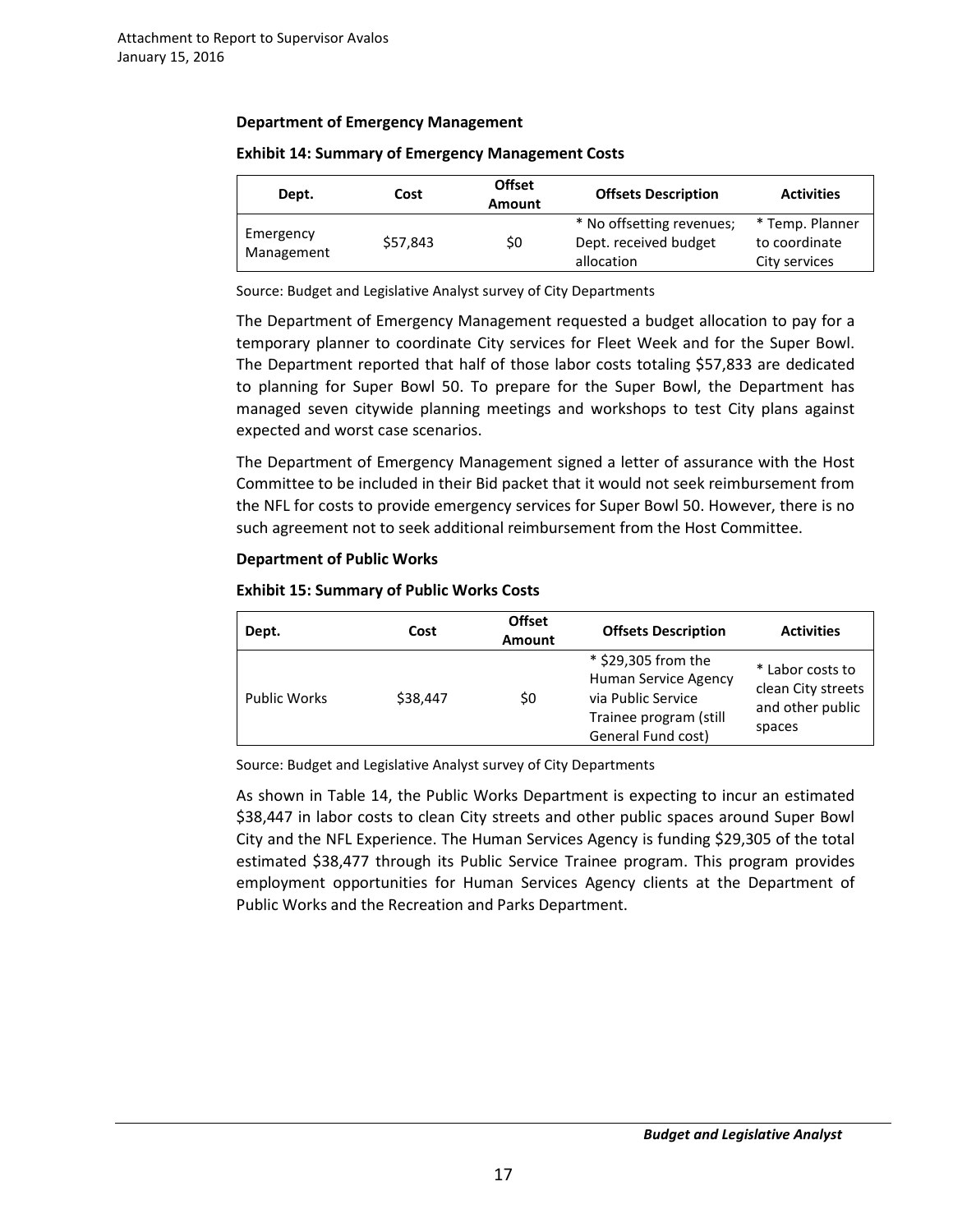**Department of Emergency Management**

**Exhibit 14: Summary of Emergency Management Costs**

| Dept. | Cost | Offset Amount | Offsets Description | Activities |
|---|---|---|---|---|
| Emergency Management | $57,843 | $0 | * No offsetting revenues; Dept. received budget allocation | * Temp. Planner to coordinate City services |

Source: Budget and Legislative Analyst survey of City Departments

The Department of Emergency Management requested a budget allocation to pay for a temporary planner to coordinate City services for Fleet Week and for the Super Bowl. The Department reported that half of those labor costs totaling $57,833 are dedicated to planning for Super Bowl 50. To prepare for the Super Bowl, the Department has managed seven citywide planning meetings and workshops to test City plans against expected and worst case scenarios.

The Department of Emergency Management signed a letter of assurance with the Host Committee to be included in their Bid packet that it would not seek reimbursement from the NFL for costs to provide emergency services for Super Bowl 50. However, there is no such agreement not to seek additional reimbursement from the Host Committee.

**Department of Public Works**

**Exhibit 15: Summary of Public Works Costs**

| Dept. | Cost | Offset Amount | Offsets Description | Activities |
|---|---|---|---|---|
| Public Works | $38,447 | $0 | * $29,305 from the Human Service Agency via Public Service Trainee program (still General Fund cost) | * Labor costs to clean City streets and other public spaces |

Source: Budget and Legislative Analyst survey of City Departments

As shown in Table 14, the Public Works Department is expecting to incur an estimated $38,447 in labor costs to clean City streets and other public spaces around Super Bowl City and the NFL Experience. The Human Services Agency is funding $29,305 of the total estimated $38,477 through its Public Service Trainee program. This program provides employment opportunities for Human Services Agency clients at the Department of Public Works and the Recreation and Parks Department.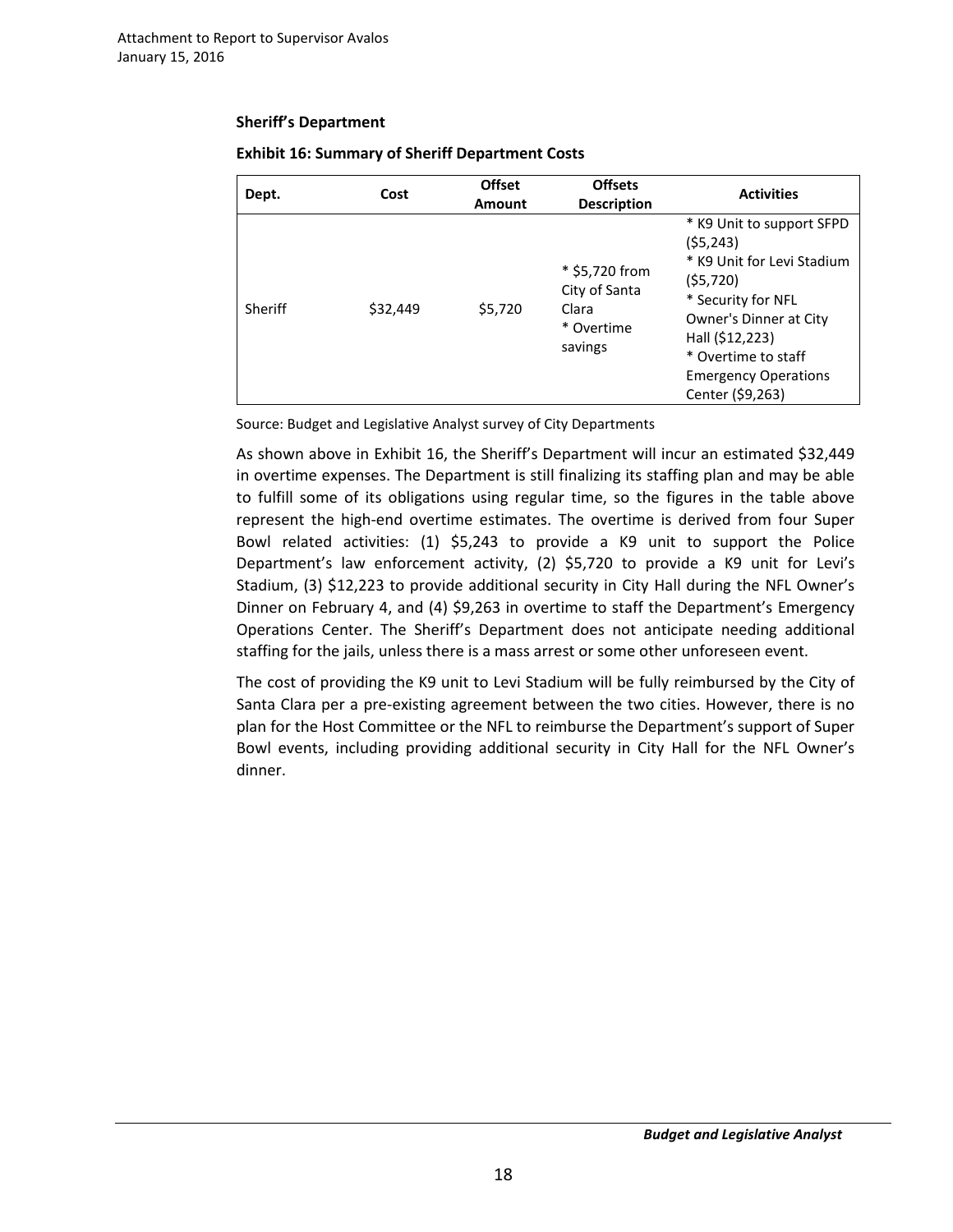**Sheriff's Department**

**Exhibit 16: Summary of Sheriff Department Costs**

| Dept. | Cost | Offset Amount | Offsets Description | Activities |
|---|---|---|---|---|
| Sheriff | $32,449 | $5,720 | * $5,720 from City of Santa Clara<br>* Overtime savings | * K9 Unit to support SFPD ($5,243)<br>* K9 Unit for Levi Stadium ($5,720)<br>* Security for NFL Owner's Dinner at City Hall ($12,223)<br>* Overtime to staff Emergency Operations Center ($9,263) |

Source: Budget and Legislative Analyst survey of City Departments

As shown above in Exhibit 16, the Sheriff's Department will incur an estimated $32,449 in overtime expenses. The Department is still finalizing its staffing plan and may be able to fulfill some of its obligations using regular time, so the figures in the table above represent the high-end overtime estimates. The overtime is derived from four Super Bowl related activities: (1) $5,243 to provide a K9 unit to support the Police Department's law enforcement activity, (2) $5,720 to provide a K9 unit for Levi's Stadium, (3) $12,223 to provide additional security in City Hall during the NFL Owner's Dinner on February 4, and (4) $9,263 in overtime to staff the Department's Emergency Operations Center. The Sheriff's Department does not anticipate needing additional staffing for the jails, unless there is a mass arrest or some other unforeseen event.

The cost of providing the K9 unit to Levi Stadium will be fully reimbursed by the City of Santa Clara per a pre-existing agreement between the two cities. However, there is no plan for the Host Committee or the NFL to reimburse the Department's support of Super Bowl events, including providing additional security in City Hall for the NFL Owner's dinner.